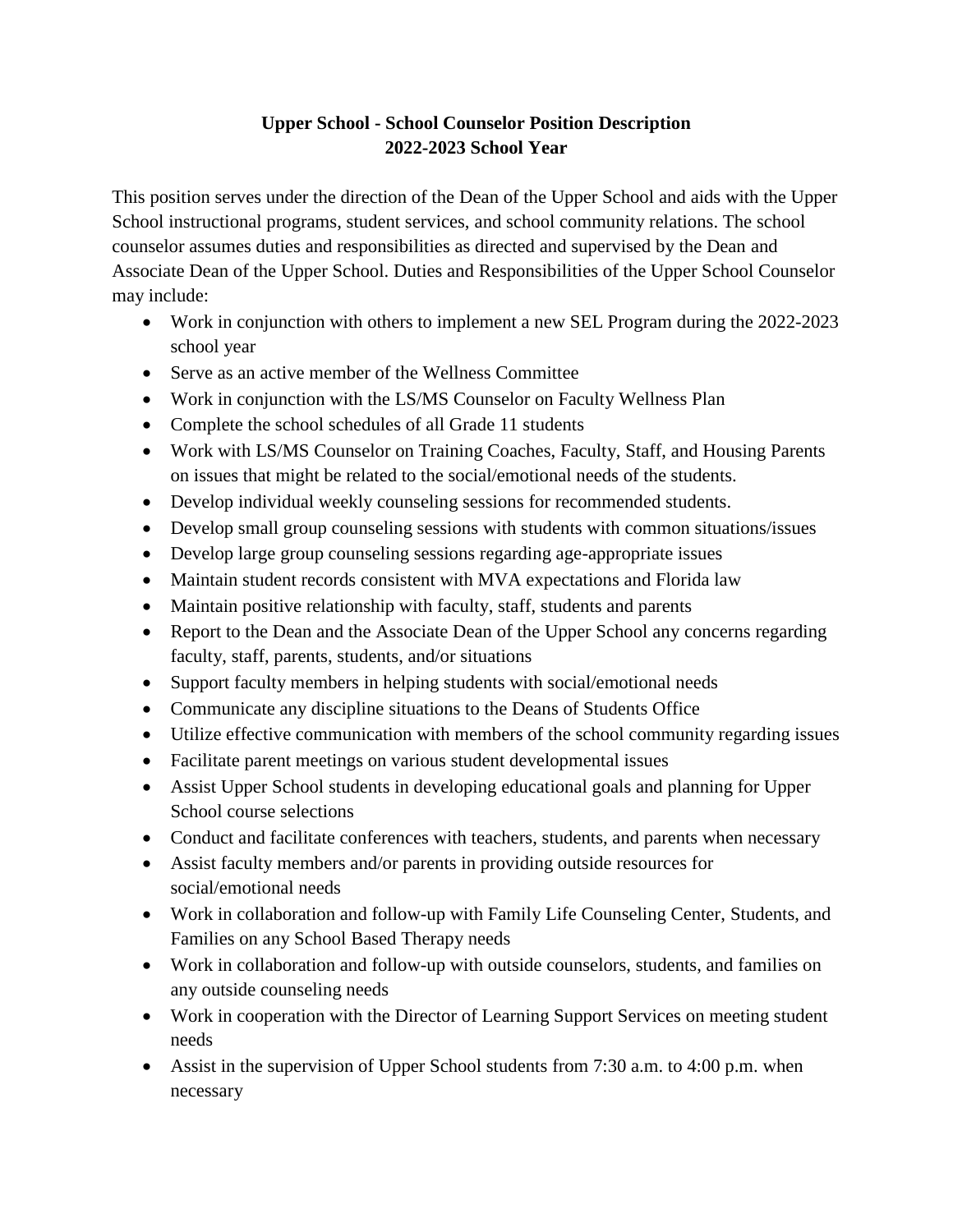**Upper School - School Counselor Position Description**
**2022-2023 School Year**

This position serves under the direction of the Dean of the Upper School and aids with the Upper School instructional programs, student services, and school community relations. The school counselor assumes duties and responsibilities as directed and supervised by the Dean and Associate Dean of the Upper School. Duties and Responsibilities of the Upper School Counselor may include:

- Work in conjunction with others to implement a new SEL Program during the 2022-2023 school year
- Serve as an active member of the Wellness Committee
- Work in conjunction with the LS/MS Counselor on Faculty Wellness Plan
- Complete the school schedules of all Grade 11 students
- Work with LS/MS Counselor on Training Coaches, Faculty, Staff, and Housing Parents on issues that might be related to the social/emotional needs of the students.
- Develop individual weekly counseling sessions for recommended students.
- Develop small group counseling sessions with students with common situations/issues
- Develop large group counseling sessions regarding age-appropriate issues
- Maintain student records consistent with MVA expectations and Florida law
- Maintain positive relationship with faculty, staff, students and parents
- Report to the Dean and the Associate Dean of the Upper School any concerns regarding faculty, staff, parents, students, and/or situations
- Support faculty members in helping students with social/emotional needs
- Communicate any discipline situations to the Deans of Students Office
- Utilize effective communication with members of the school community regarding issues
- Facilitate parent meetings on various student developmental issues
- Assist Upper School students in developing educational goals and planning for Upper School course selections
- Conduct and facilitate conferences with teachers, students, and parents when necessary
- Assist faculty members and/or parents in providing outside resources for social/emotional needs
- Work in collaboration and follow-up with Family Life Counseling Center, Students, and Families on any School Based Therapy needs
- Work in collaboration and follow-up with outside counselors, students, and families on any outside counseling needs
- Work in cooperation with the Director of Learning Support Services on meeting student needs
- Assist in the supervision of Upper School students from 7:30 a.m. to 4:00 p.m. when necessary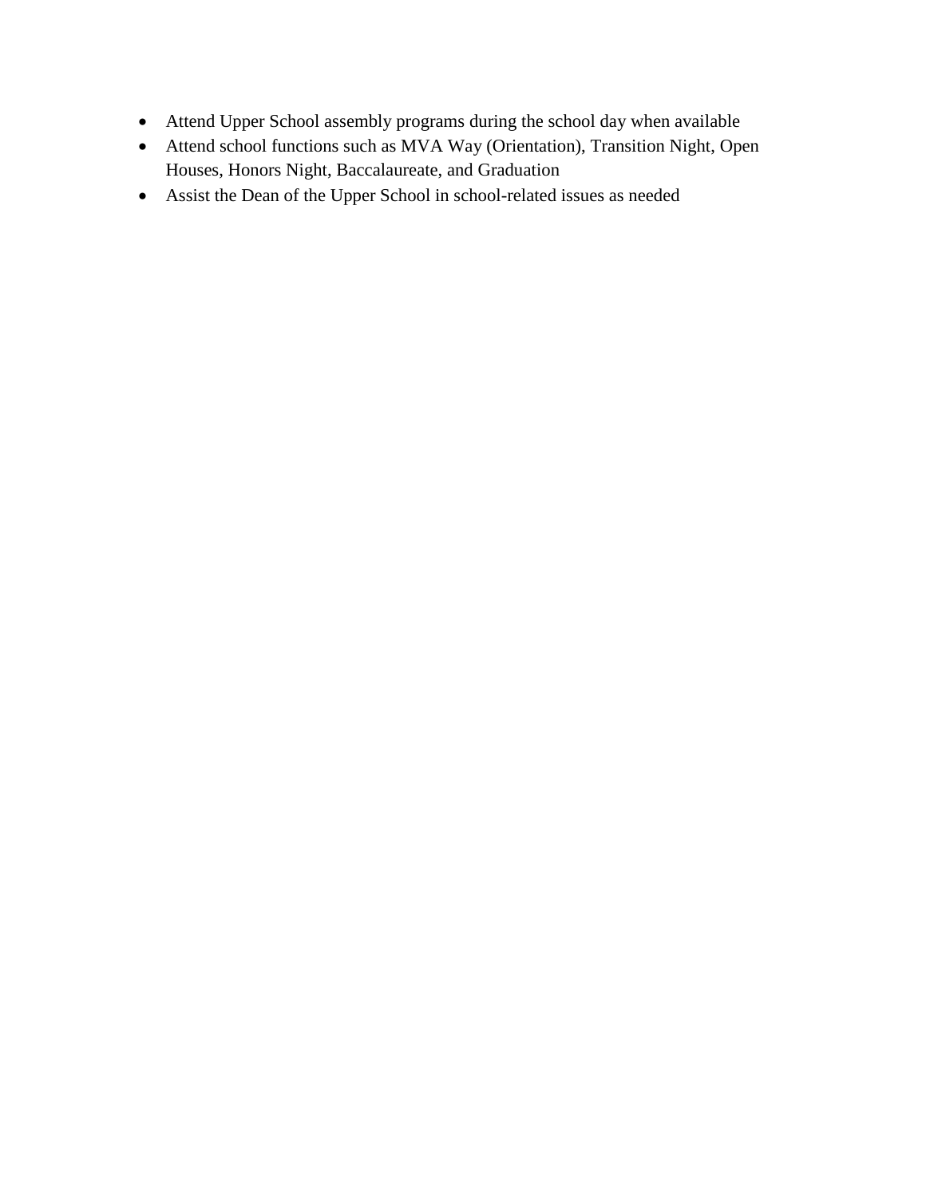- Attend Upper School assembly programs during the school day when available
- Attend school functions such as MVA Way (Orientation), Transition Night, Open Houses, Honors Night, Baccalaureate, and Graduation
- Assist the Dean of the Upper School in school-related issues as needed